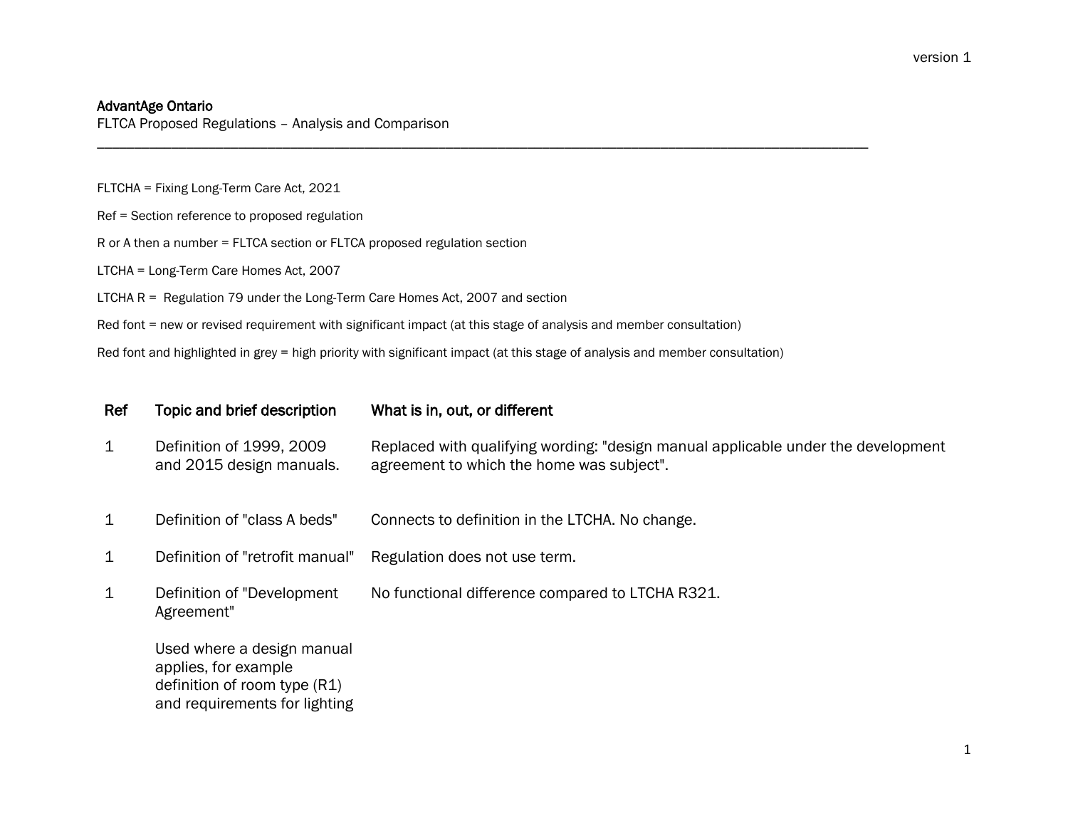**AdvantAge Ontario**
FLTCA Proposed Regulations – Analysis and Comparison

---

FLTCHA = Fixing Long-Term Care Act, 2021

Ref = Section reference to proposed regulation

R or A then a number = FLTCA section or FLTCA proposed regulation section

LTCHA = Long-Term Care Homes Act, 2007

LTCHA R = Regulation 79 under the Long-Term Care Homes Act, 2007 and section

Red font = new or revised requirement with significant impact (at this stage of analysis and member consultation)

Red font and highlighted in grey = high priority with significant impact (at this stage of analysis and member consultation)

| Ref | Topic and brief description | What is in, out, or different |
|---|---|---|
| 1 | Definition of 1999, 2009 and 2015 design manuals. | Replaced with qualifying wording: "design manual applicable under the development agreement to which the home was subject". |
| 1 | Definition of "class A beds" | Connects to definition in the LTCHA. No change. |
| 1 | Definition of "retrofit manual" | Regulation does not use term. |
| 1 | Definition of "Development Agreement"<br><br>Used where a design manual applies, for example definition of room type (R1) and requirements for lighting | No functional difference compared to LTCHA R321. |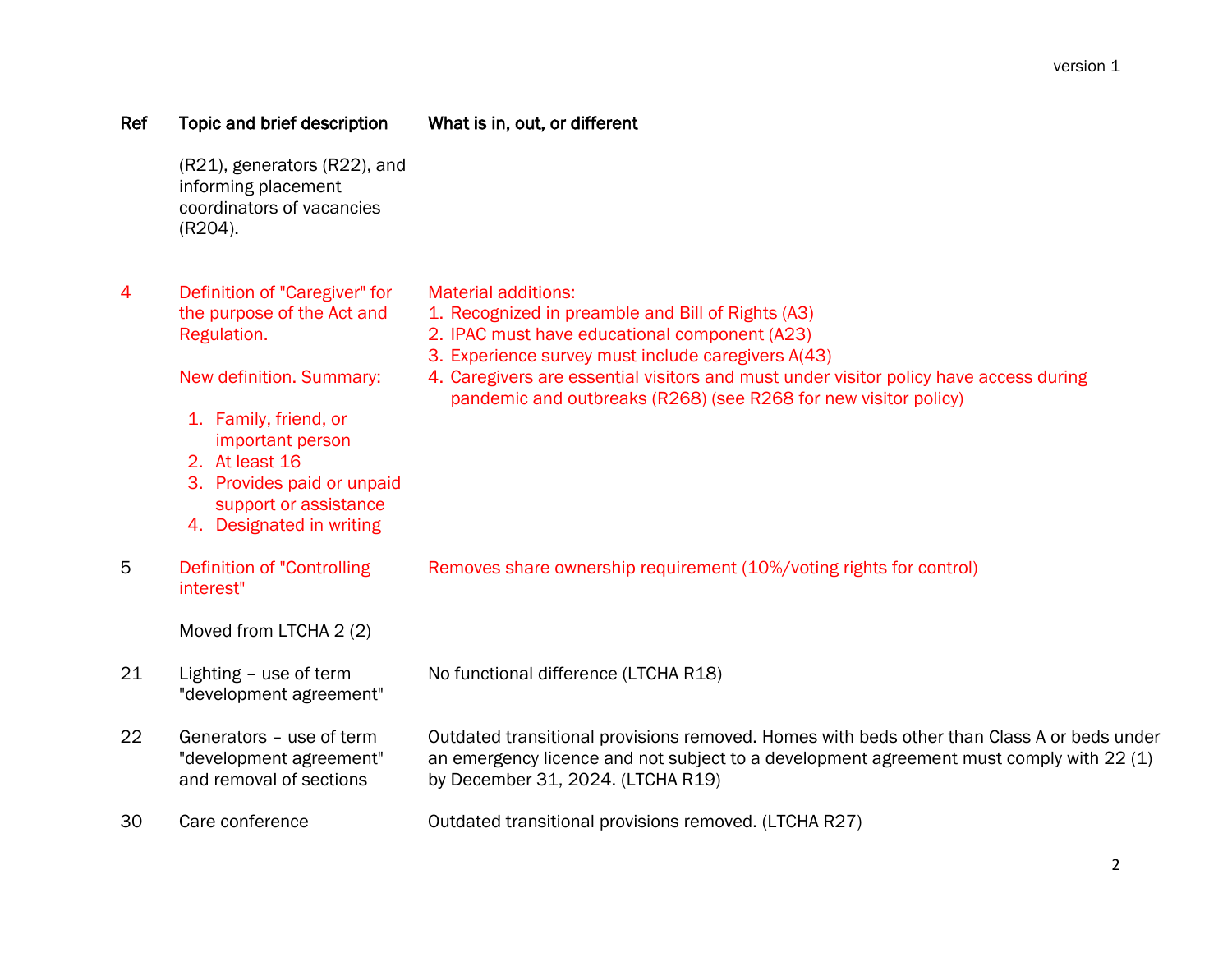| Ref | Topic and brief description | What is in, out, or different |
|---|---|---|
| | (R21), generators (R22), and informing placement coordinators of vacancies (R204). | |
| 4 | Definition of "Caregiver" for the purpose of the Act and Regulation.<br><br>New definition. Summary:<br><br>1. Family, friend, or important person<br>2. At least 16<br>3. Provides paid or unpaid support or assistance<br>4. Designated in writing | Material additions:<br>1. Recognized in preamble and Bill of Rights (A3)<br>2. IPAC must have educational component (A23)<br>3. Experience survey must include caregivers A(43)<br>4. Caregivers are essential visitors and must under visitor policy have access during pandemic and outbreaks (R268) (see R268 for new visitor policy) |
| 5 | Definition of "Controlling interest"<br><br>Moved from LTCHA 2 (2) | Removes share ownership requirement (10%/voting rights for control) |
| 21 | Lighting – use of term "development agreement" | No functional difference (LTCHA R18) |
| 22 | Generators – use of term "development agreement" and removal of sections | Outdated transitional provisions removed. Homes with beds other than Class A or beds under an emergency licence and not subject to a development agreement must comply with 22 (1) by December 31, 2024. (LTCHA R19) |
| 30 | Care conference | Outdated transitional provisions removed. (LTCHA R27) |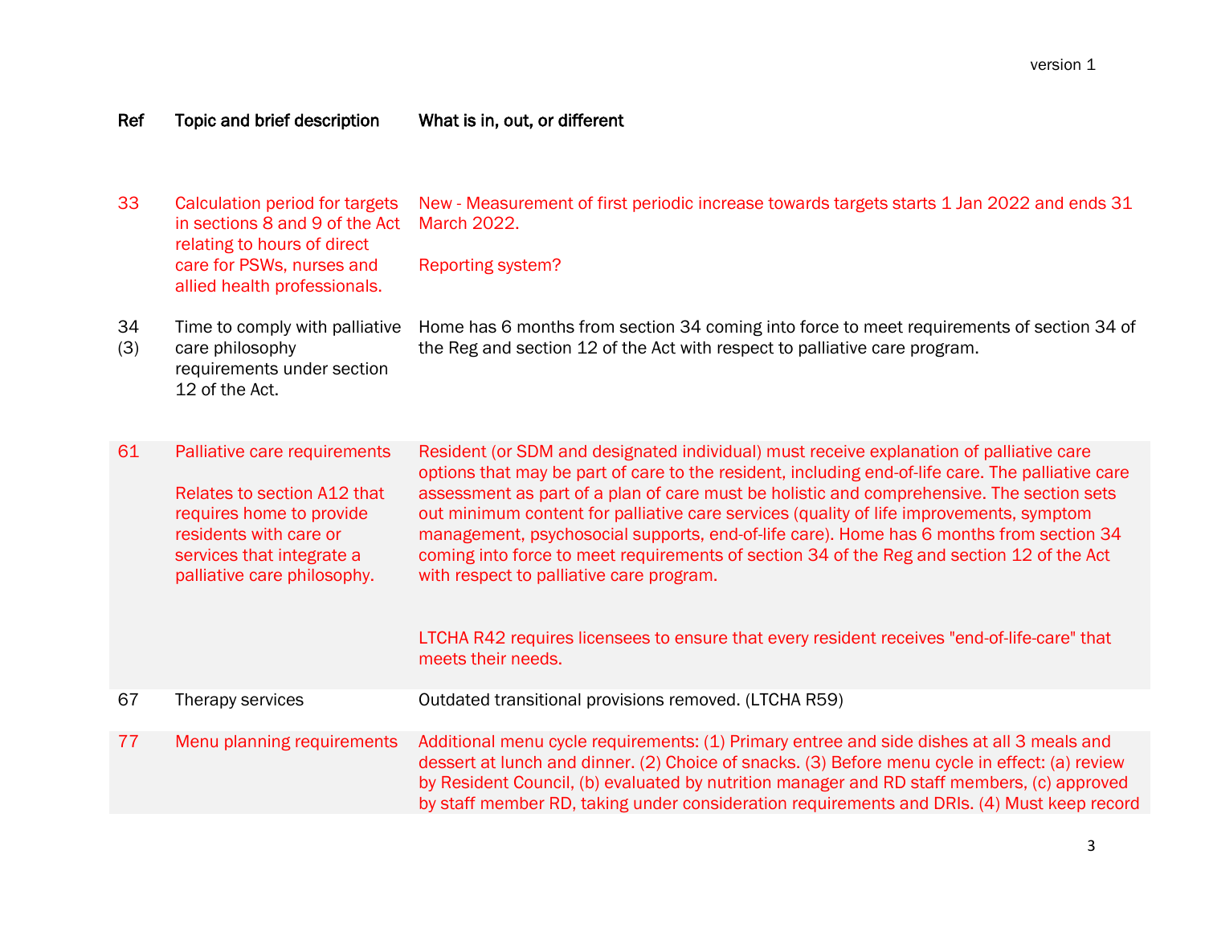| Ref | Topic and brief description | What is in, out, or different |
|---|---|---|
| 33 | Calculation period for targets in sections 8 and 9 of the Act relating to hours of direct care for PSWs, nurses and allied health professionals. | New - Measurement of first periodic increase towards targets starts 1 Jan 2022 and ends 31 March 2022.<br><br>Reporting system? |
| 34 (3) | Time to comply with palliative care philosophy requirements under section 12 of the Act. | Home has 6 months from section 34 coming into force to meet requirements of section 34 of the Reg and section 12 of the Act with respect to palliative care program. |
| 61 | Palliative care requirements<br><br>Relates to section A12 that requires home to provide residents with care or services that integrate a palliative care philosophy. | Resident (or SDM and designated individual) must receive explanation of palliative care options that may be part of care to the resident, including end-of-life care. The palliative care assessment as part of a plan of care must be holistic and comprehensive. The section sets out minimum content for palliative care services (quality of life improvements, symptom management, psychosocial supports, end-of-life care). Home has 6 months from section 34 coming into force to meet requirements of section 34 of the Reg and section 12 of the Act with respect to palliative care program.<br><br>LTCHA R42 requires licensees to ensure that every resident receives "end-of-life-care" that meets their needs. |
| 67 | Therapy services | Outdated transitional provisions removed. (LTCHA R59) |
| 77 | Menu planning requirements | Additional menu cycle requirements: (1) Primary entree and side dishes at all 3 meals and dessert at lunch and dinner. (2) Choice of snacks. (3) Before menu cycle in effect: (a) review by Resident Council, (b) evaluated by nutrition manager and RD staff members, (c) approved by staff member RD, taking under consideration requirements and DRIs. (4) Must keep record |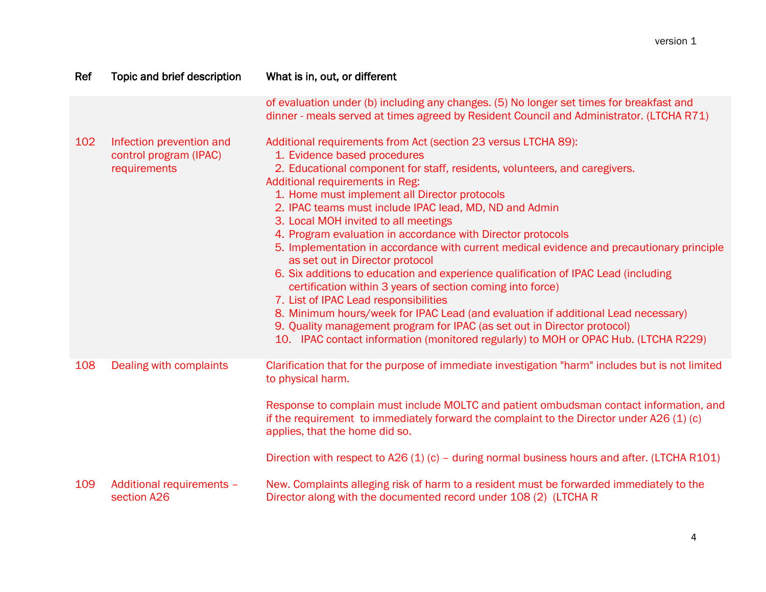| Ref | Topic and brief description | What is in, out, or different |
|---|---|---|
| | | of evaluation under (b) including any changes. (5) No longer set times for breakfast and dinner - meals served at times agreed by Resident Council and Administrator. (LTCHA R71) |
| 102 | Infection prevention and control program (IPAC) requirements | Additional requirements from Act (section 23 versus LTCHA 89):<br>1. Evidence based procedures<br>2. Educational component for staff, residents, volunteers, and caregivers.<br>Additional requirements in Reg:<br>1. Home must implement all Director protocols<br>2. IPAC teams must include IPAC lead, MD, ND and Admin<br>3. Local MOH invited to all meetings<br>4. Program evaluation in accordance with Director protocols<br>5. Implementation in accordance with current medical evidence and precautionary principle as set out in Director protocol<br>6. Six additions to education and experience qualification of IPAC Lead (including certification within 3 years of section coming into force)<br>7. List of IPAC Lead responsibilities<br>8. Minimum hours/week for IPAC Lead (and evaluation if additional Lead necessary)<br>9. Quality management program for IPAC (as set out in Director protocol)<br>10. IPAC contact information (monitored regularly) to MOH or OPAC Hub. (LTCHA R229) |
| 108 | Dealing with complaints | Clarification that for the purpose of immediate investigation "harm" includes but is not limited to physical harm.<br><br>Response to complain must include MOLTC and patient ombudsman contact information, and if the requirement to immediately forward the complaint to the Director under A26 (1) (c) applies, that the home did so.<br><br>Direction with respect to A26 (1) (c) – during normal business hours and after. (LTCHA R101) |
| 109 | Additional requirements – section A26 | New. Complaints alleging risk of harm to a resident must be forwarded immediately to the Director along with the documented record under 108 (2) (LTCHA R |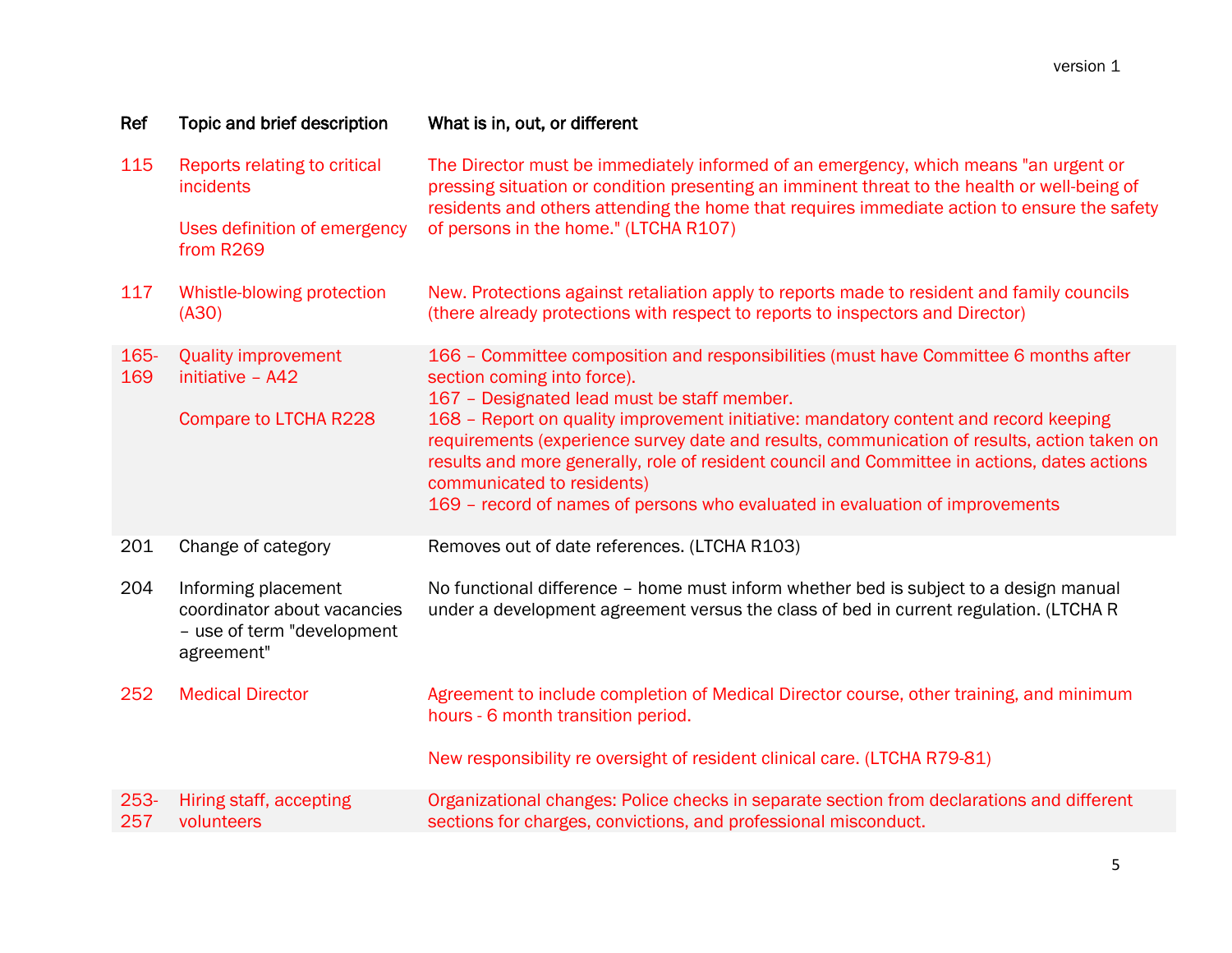| Ref | Topic and brief description | What is in, out, or different |
|---|---|---|
| 115 | Reports relating to critical incidents<br><br>Uses definition of emergency from R269 | The Director must be immediately informed of an emergency, which means "an urgent or pressing situation or condition presenting an imminent threat to the health or well-being of residents and others attending the home that requires immediate action to ensure the safety of persons in the home." (LTCHA R107) |
| 117 | Whistle-blowing protection (A30) | New. Protections against retaliation apply to reports made to resident and family councils (there already protections with respect to reports to inspectors and Director) |
| 165-169 | Quality improvement initiative – A42<br><br>Compare to LTCHA R228 | 166 – Committee composition and responsibilities (must have Committee 6 months after section coming into force).<br>167 – Designated lead must be staff member.<br>168 – Report on quality improvement initiative: mandatory content and record keeping requirements (experience survey date and results, communication of results, action taken on results and more generally, role of resident council and Committee in actions, dates actions communicated to residents)<br>169 – record of names of persons who evaluated in evaluation of improvements |
| 201 | Change of category | Removes out of date references. (LTCHA R103) |
| 204 | Informing placement coordinator about vacancies – use of term "development agreement" | No functional difference – home must inform whether bed is subject to a design manual under a development agreement versus the class of bed in current regulation. (LTCHA R |
| 252 | Medical Director | Agreement to include completion of Medical Director course, other training, and minimum hours - 6 month transition period.<br><br>New responsibility re oversight of resident clinical care. (LTCHA R79-81) |
| 253-257 | Hiring staff, accepting volunteers | Organizational changes: Police checks in separate section from declarations and different sections for charges, convictions, and professional misconduct. |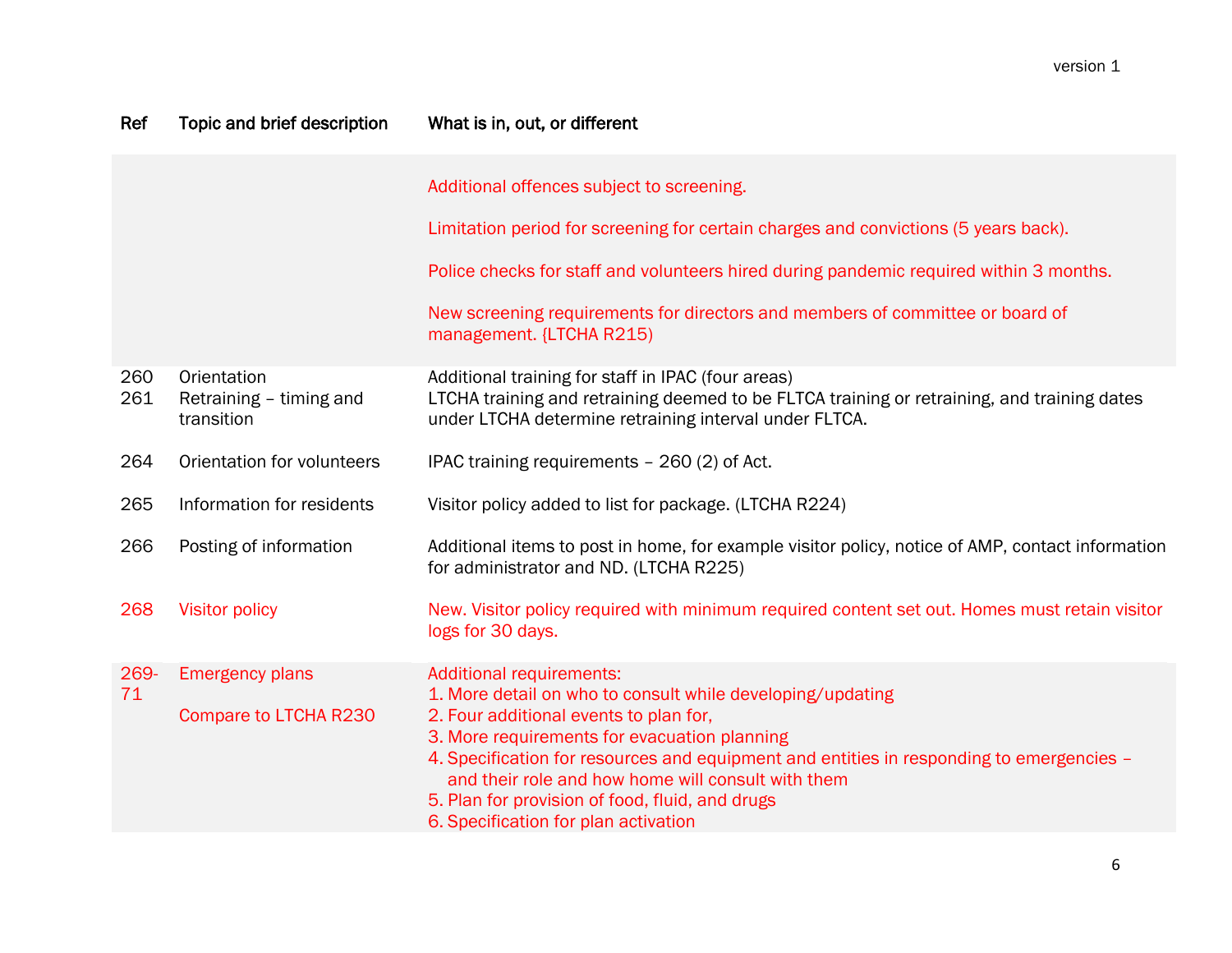| Ref | Topic and brief description | What is in, out, or different |
| --- | --- | --- |
| | | Additional offences subject to screening.<br><br>Limitation period for screening for certain charges and convictions (5 years back).<br><br>Police checks for staff and volunteers hired during pandemic required within 3 months.<br><br>New screening requirements for directors and members of committee or board of management. {LTCHA R215) |
| 260<br>261 | Orientation<br>Retraining – timing and transition | Additional training for staff in IPAC (four areas)<br>LTCHA training and retraining deemed to be FLTCA training or retraining, and training dates under LTCHA determine retraining interval under FLTCA. |
| 264 | Orientation for volunteers | IPAC training requirements – 260 (2) of Act. |
| 265 | Information for residents | Visitor policy added to list for package. (LTCHA R224) |
| 266 | Posting of information | Additional items to post in home, for example visitor policy, notice of AMP, contact information for administrator and ND. (LTCHA R225) |
| 268 | Visitor policy | New. Visitor policy required with minimum required content set out. Homes must retain visitor logs for 30 days. |
| 269-71 | Emergency plans<br><br>Compare to LTCHA R230 | Additional requirements:<br>1. More detail on who to consult while developing/updating<br>2. Four additional events to plan for,<br>3. More requirements for evacuation planning<br>4. Specification for resources and equipment and entities in responding to emergencies – and their role and how home will consult with them<br>5. Plan for provision of food, fluid, and drugs<br>6. Specification for plan activation |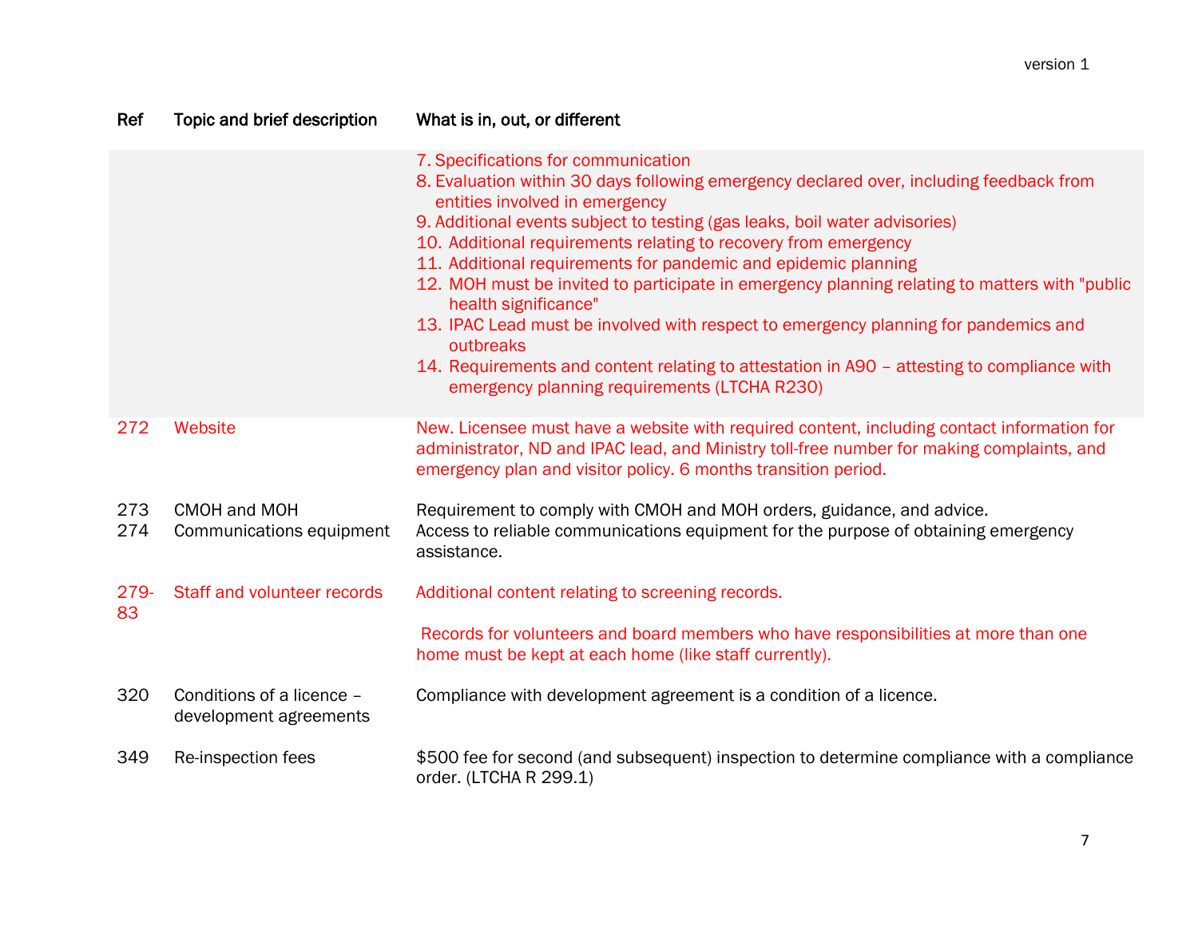| Ref | Topic and brief description | What is in, out, or different |
|---|---|---|
| | | 7. Specifications for communication<br>8. Evaluation within 30 days following emergency declared over, including feedback from entities involved in emergency<br>9. Additional events subject to testing (gas leaks, boil water advisories)<br>10. Additional requirements relating to recovery from emergency<br>11. Additional requirements for pandemic and epidemic planning<br>12. MOH must be invited to participate in emergency planning relating to matters with "public health significance"<br>13. IPAC Lead must be involved with respect to emergency planning for pandemics and outbreaks<br>14. Requirements and content relating to attestation in A90 – attesting to compliance with emergency planning requirements (LTCHA R230) |
| 272 | Website | New. Licensee must have a website with required content, including contact information for administrator, ND and IPAC lead, and Ministry toll-free number for making complaints, and emergency plan and visitor policy. 6 months transition period. |
| 273 | CMOH and MOH | Requirement to comply with CMOH and MOH orders, guidance, and advice. |
| 274 | Communications equipment | Access to reliable communications equipment for the purpose of obtaining emergency assistance. |
| 279-83 | Staff and volunteer records | Additional content relating to screening records.<br><br>Records for volunteers and board members who have responsibilities at more than one home must be kept at each home (like staff currently). |
| 320 | Conditions of a licence – development agreements | Compliance with development agreement is a condition of a licence. |
| 349 | Re-inspection fees | $500 fee for second (and subsequent) inspection to determine compliance with a compliance order. (LTCHA R 299.1) |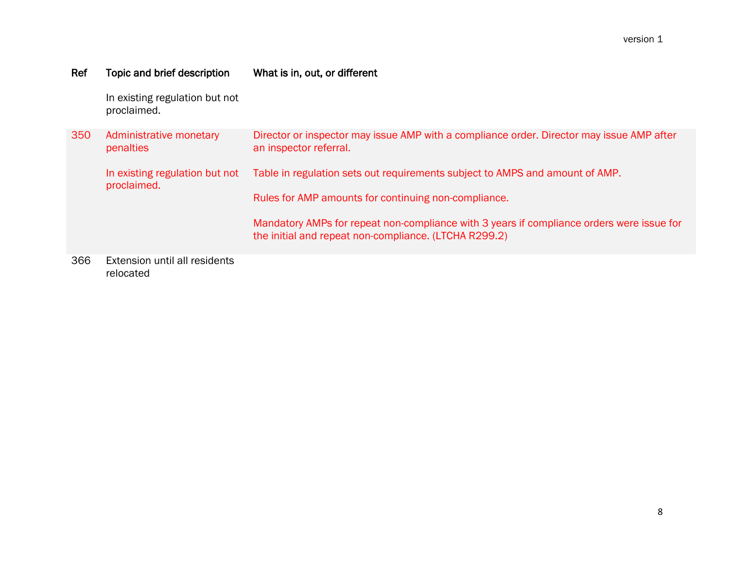| Ref | Topic and brief description | What is in, out, or different |
|---|---|---|
| | In existing regulation but not proclaimed. | |
| 350 | Administrative monetary penalties<br><br>In existing regulation but not proclaimed. | Director or inspector may issue AMP with a compliance order. Director may issue AMP after an inspector referral.<br><br>Table in regulation sets out requirements subject to AMPS and amount of AMP.<br><br>Rules for AMP amounts for continuing non-compliance.<br><br>Mandatory AMPs for repeat non-compliance with 3 years if compliance orders were issue for the initial and repeat non-compliance. (LTCHA R299.2) |
| 366 | Extension until all residents relocated | |